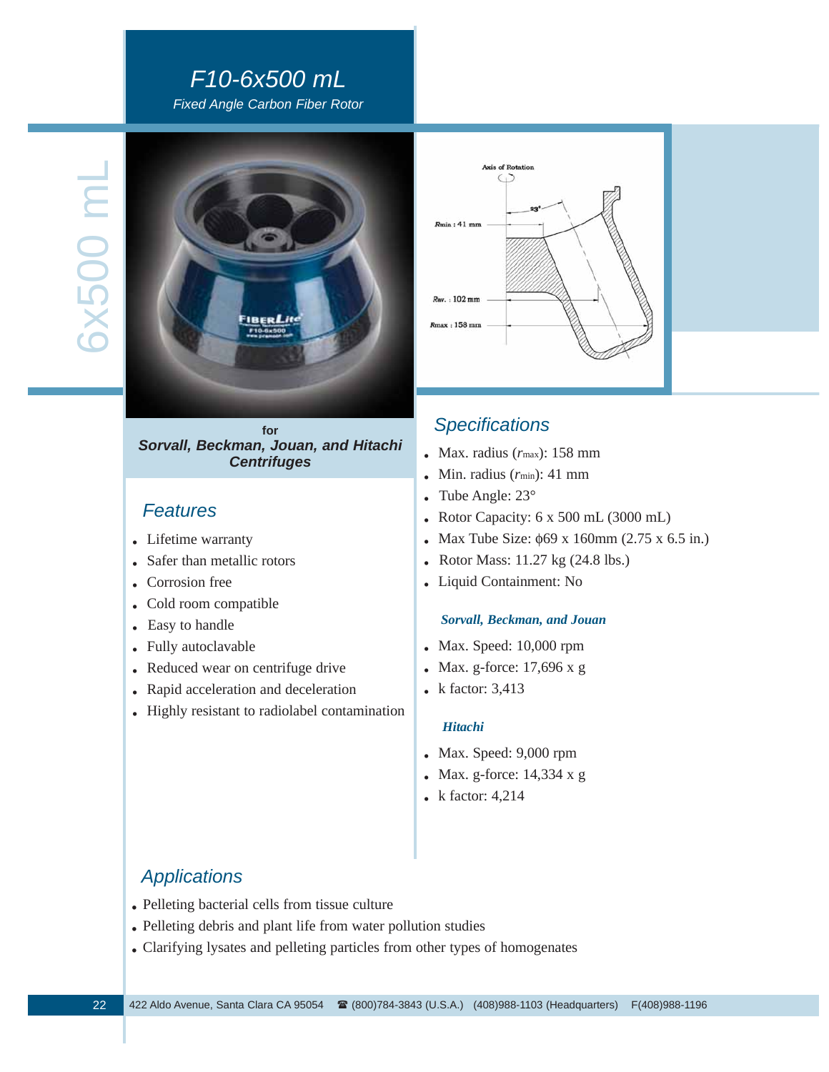# F10-6x500 mL

*Fixed Angle Carbon Fiber Rotor*

for

***Sorvall, Beckman, Jouan, and Hitachi Centrifuges***

## Features

- Lifetime warranty
- Safer than metallic rotors
- Corrosion free
- Cold room compatible
- Easy to handle
- Fully autoclavable
- Reduced wear on centrifuge drive
- Rapid acceleration and deceleration
- Highly resistant to radiolabel contamination

## Specifications

- Max. radius ($r_{max}$): 158 mm
- Min. radius ($r_{min}$): 41 mm
- Tube Angle: 23°
- Rotor Capacity: 6 x 500 mL (3000 mL)
- Max Tube Size: ϕ69 x 160mm (2.75 x 6.5 in.)
- Rotor Mass: 11.27 kg (24.8 lbs.)
- Liquid Containment: No

### *Sorvall, Beckman, and Jouan*

- Max. Speed: 10,000 rpm
- Max. g-force: 17,696 x g
- k factor: 3,413

### *Hitachi*

- Max. Speed: 9,000 rpm
- Max. g-force: 14,334 x g
- k factor: 4,214

## Applications

- Pelleting bacterial cells from tissue culture
- Pelleting debris and plant life from water pollution studies
- Clarifying lysates and pelleting particles from other types of homogenates

422 Aldo Avenue, Santa Clara CA 95054 ☎ (800)784-3843 (U.S.A.) (408)988-1103 (Headquarters) F(408)988-1196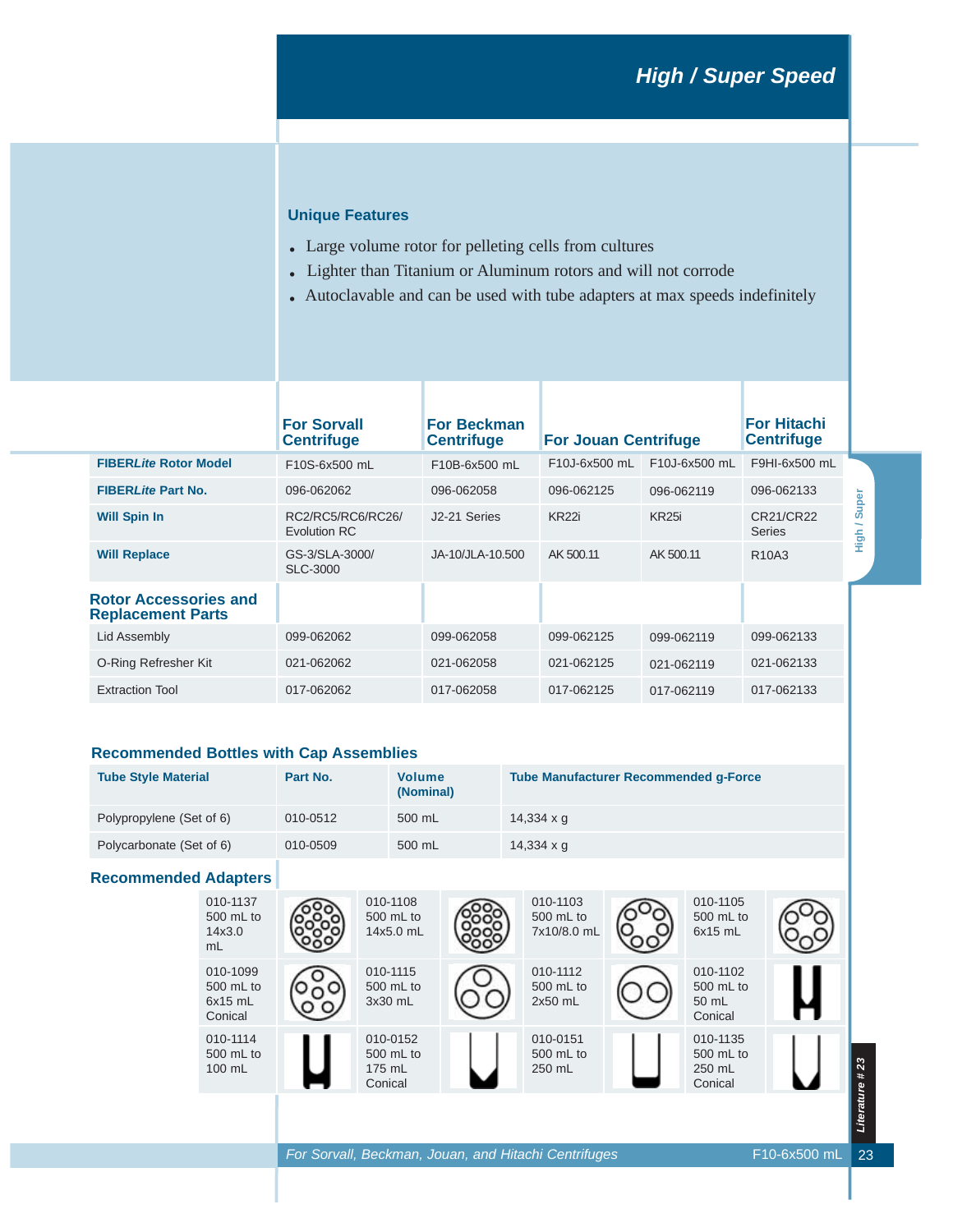# High / Super Speed

### Unique Features

- Large volume rotor for pelleting cells from cultures
- Lighter than Titanium or Aluminum rotors and will not corrode
- Autoclavable and can be used with tube adapters at max speeds indefinitely

| | For Sorvall Centrifuge | For Beckman Centrifuge | For Jouan Centrifuge | | For Hitachi Centrifuge |
|---|---|---|---|---|---|
| **FIBER*Lite* Rotor Model** | F10S-6x500 mL | F10B-6x500 mL | F10J-6x500 mL | F10J-6x500 mL | F9HI-6x500 mL |
| **FIBER*Lite* Part No.** | 096-062062 | 096-062058 | 096-062125 | 096-062119 | 096-062133 |
| **Will Spin In** | RC2/RC5/RC6/RC26/ Evolution RC | J2-21 Series | KR22i | KR25i | CR21/CR22 Series |
| **Will Replace** | GS-3/SLA-3000/ SLC-3000 | JA-10/JLA-10.500 | AK 500.11 | AK 500.11 | R10A3 |
| **Rotor Accessories and Replacement Parts** | | | | | |
| Lid Assembly | 099-062062 | 099-062058 | 099-062125 | 099-062119 | 099-062133 |
| O-Ring Refresher Kit | 021-062062 | 021-062058 | 021-062125 | 021-062119 | 021-062133 |
| Extraction Tool | 017-062062 | 017-062058 | 017-062125 | 017-062119 | 017-062133 |

### Recommended Bottles with Cap Assemblies

| Tube Style Material | Part No. | Volume (Nominal) | Tube Manufacturer Recommended g-Force |
|---|---|---|---|
| Polypropylene (Set of 6) | 010-0512 | 500 mL | 14,334 x g |
| Polycarbonate (Set of 6) | 010-0509 | 500 mL | 14,334 x g |

### Recommended Adapters

| | | | |
|---|---|---|---|
| 010-1137 500 mL to 14x3.0 mL | 010-1108 500 mL to 14x5.0 mL | 010-1103 500 mL to 7x10/8.0 mL | 010-1105 500 mL to 6x15 mL |
| 010-1099 500 mL to 6x15 mL Conical | 010-1115 500 mL to 3x30 mL | 010-1112 500 mL to 2x50 mL | 010-1102 500 mL to 50 mL Conical |
| 010-1114 500 mL to 100 mL | 010-0152 500 mL to 175 mL Conical | 010-0151 500 mL to 250 mL | 010-1135 500 mL to 250 mL Conical |

*For Sorvall, Beckman, Jouan, and Hitachi Centrifuges* F10-6x500 mL